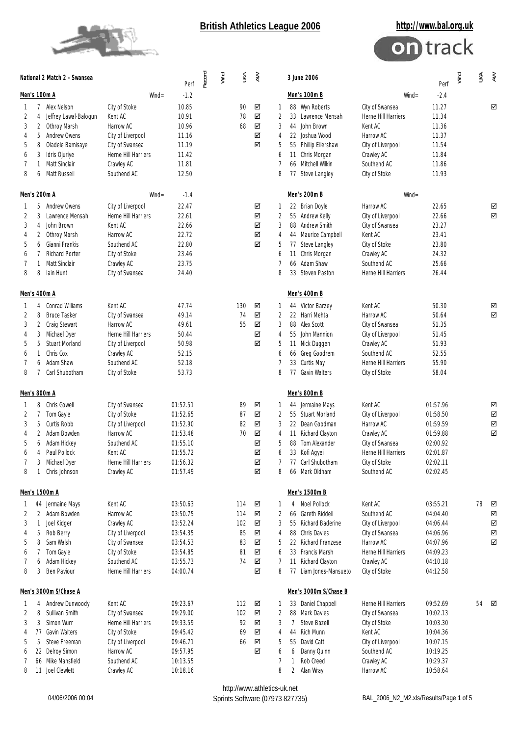# British Athletics League 2006

http://www.bal.org.uk

**National 2 Match 2 - Swansea** — 3 June 2006

## Men's 100m A (Wind= -1.2)

| Pos | No | Name | Club | Perf | Record | Wind | UKA | AW |
|---|---|---|---|---|---|---|---|---|
| 1 | 7 | Alex Nelson | City of Stoke | 10.85 | | | 90 | ☑ |
| 2 | 4 | Jeffrey Lawal-Balogun | Kent AC | 10.91 | | | 78 | ☑ |
| 3 | 2 | Othroy Marsh | Harrow AC | 10.96 | | | 68 | ☑ |
| 4 | 5 | Andrew Owens | City of Liverpool | 11.16 | | | | ☑ |
| 5 | 8 | Oladele Bamisaye | City of Swansea | 11.19 | | | | ☑ |
| 6 | 3 | Idris Ojuriye | Herne Hill Harriers | 11.42 | | | | |
| 7 | 1 | Matt Sinclair | Crawley AC | 11.81 | | | | |
| 8 | 6 | Matt Russell | Southend AC | 12.50 | | | | |

## Men's 100m B (Wind= -2.4)

| Pos | No | Name | Club | Perf | Wind | UKA | AW |
|---|---|---|---|---|---|---|---|
| 1 | 88 | Wyn Roberts | City of Swansea | 11.27 | | | ☑ |
| 2 | 33 | Lawrence Mensah | Herne Hill Harriers | 11.34 | | | |
| 3 | 44 | John Brown | Kent AC | 11.36 | | | |
| 4 | 22 | Joshua Wood | Harrow AC | 11.37 | | | |
| 5 | 55 | Phillip Ellershaw | City of Liverpool | 11.54 | | | |
| 6 | 11 | Chris Morgan | Crawley AC | 11.84 | | | |
| 7 | 66 | Mitchell Wilkin | Southend AC | 11.86 | | | |
| 8 | 77 | Steve Langley | City of Stoke | 11.93 | | | |

## Men's 200m A (Wind= -1.4)

| Pos | No | Name | Club | Perf | Record | Wind | UKA | AW |
|---|---|---|---|---|---|---|---|---|
| 1 | 5 | Andrew Owens | City of Liverpool | 22.47 | | | | ☑ |
| 2 | 3 | Lawrence Mensah | Herne Hill Harriers | 22.61 | | | | ☑ |
| 3 | 4 | John Brown | Kent AC | 22.66 | | | | ☑ |
| 4 | 2 | Othroy Marsh | Harrow AC | 22.72 | | | | ☑ |
| 5 | 6 | Gianni Frankis | Southend AC | 22.80 | | | | ☑ |
| 6 | 7 | Richard Porter | City of Stoke | 23.46 | | | | |
| 7 | 1 | Matt Sinclair | Crawley AC | 23.75 | | | | |
| 8 | 8 | Iain Hunt | City of Swansea | 24.40 | | | | |

## Men's 200m B (Wind= )

| Pos | No | Name | Club | Perf | Wind | UKA | AW |
|---|---|---|---|---|---|---|---|
| 1 | 22 | Brian Doyle | Harrow AC | 22.65 | | | ☑ |
| 2 | 55 | Andrew Kelly | City of Liverpool | 22.66 | | | ☑ |
| 3 | 88 | Andrew Smith | City of Swansea | 23.27 | | | |
| 4 | 44 | Maurice Campbell | Kent AC | 23.41 | | | |
| 5 | 77 | Steve Langley | City of Stoke | 23.80 | | | |
| 6 | 11 | Chris Morgan | Crawley AC | 24.32 | | | |
| 7 | 66 | Adam Shaw | Southend AC | 25.66 | | | |
| 8 | 33 | Steven Paston | Herne Hill Harriers | 26.44 | | | |

## Men's 400m A

| Pos | No | Name | Club | Perf | Record | Wind | UKA | AW |
|---|---|---|---|---|---|---|---|---|
| 1 | 4 | Conrad Williams | Kent AC | 47.74 | | | 130 | ☑ |
| 2 | 8 | Bruce Tasker | City of Swansea | 49.14 | | | 74 | ☑ |
| 3 | 2 | Craig Stewart | Harrow AC | 49.61 | | | 55 | ☑ |
| 4 | 3 | Michael Dyer | Herne Hill Harriers | 50.44 | | | | ☑ |
| 5 | 5 | Stuart Morland | City of Liverpool | 50.98 | | | | ☑ |
| 6 | 1 | Chris Cox | Crawley AC | 52.15 | | | | |
| 7 | 6 | Adam Shaw | Southend AC | 52.18 | | | | |
| 8 | 7 | Carl Shubotham | City of Stoke | 53.73 | | | | |

## Men's 400m B

| Pos | No | Name | Club | Perf | Wind | UKA | AW |
|---|---|---|---|---|---|---|---|
| 1 | 44 | Victor Barzey | Kent AC | 50.30 | | | ☑ |
| 2 | 22 | Harri Mehta | Harrow AC | 50.64 | | | ☑ |
| 3 | 88 | Alex Scott | City of Swansea | 51.35 | | | |
| 4 | 55 | John Mannion | City of Liverpool | 51.45 | | | |
| 5 | 11 | Nick Duggen | Crawley AC | 51.93 | | | |
| 6 | 66 | Greg Goodrem | Southend AC | 52.55 | | | |
| 7 | 33 | Curtis May | Herne Hill Harriers | 55.90 | | | |
| 8 | 77 | Gavin Walters | City of Stoke | 58.04 | | | |

## Men's 800m A

| Pos | No | Name | Club | Perf | Record | Wind | UKA | AW |
|---|---|---|---|---|---|---|---|---|
| 1 | 8 | Chris Gowell | City of Swansea | 01:52.51 | | | 89 | ☑ |
| 2 | 7 | Tom Gayle | City of Stoke | 01:52.65 | | | 87 | ☑ |
| 3 | 5 | Curtis Robb | City of Liverpool | 01:52.90 | | | 82 | ☑ |
| 4 | 2 | Adam Bowden | Harrow AC | 01:53.48 | | | 70 | ☑ |
| 5 | 6 | Adam Hickey | Southend AC | 01:55.10 | | | | ☑ |
| 6 | 4 | Paul Pollock | Kent AC | 01:55.72 | | | | ☑ |
| 7 | 3 | Michael Dyer | Herne Hill Harriers | 01:56.32 | | | | ☑ |
| 8 | 1 | Chris Johnson | Crawley AC | 01:57.49 | | | | ☑ |

## Men's 800m B

| Pos | No | Name | Club | Perf | Wind | UKA | AW |
|---|---|---|---|---|---|---|---|
| 1 | 44 | Jermaine Mays | Kent AC | 01:57.96 | | | ☑ |
| 2 | 55 | Stuart Morland | City of Liverpool | 01:58.50 | | | ☑ |
| 3 | 22 | Dean Goodman | Harrow AC | 01:59.59 | | | ☑ |
| 4 | 11 | Richard Clayton | Crawley AC | 01:59.88 | | | ☑ |
| 5 | 88 | Tom Alexander | City of Swansea | 02:00.92 | | | |
| 6 | 33 | Kofi Agyei | Herne Hill Harriers | 02:01.87 | | | |
| 7 | 77 | Carl Shubotham | City of Stoke | 02:02.11 | | | |
| 8 | 66 | Mark Oldham | Southend AC | 02:02.45 | | | |

## Men's 1500m A

| Pos | No | Name | Club | Perf | Record | Wind | UKA | AW |
|---|---|---|---|---|---|---|---|---|
| 1 | 44 | Jermaine Mays | Kent AC | 03:50.63 | | | 114 | ☑ |
| 2 | 2 | Adam Bowden | Harrow AC | 03:50.75 | | | 114 | ☑ |
| 3 | 1 | Joel Kidger | Crawley AC | 03:52.24 | | | 102 | ☑ |
| 4 | 5 | Rob Berry | City of Liverpool | 03:54.35 | | | 85 | ☑ |
| 5 | 8 | Sam Walsh | City of Swansea | 03:54.53 | | | 83 | ☑ |
| 6 | 7 | Tom Gayle | City of Stoke | 03:54.85 | | | 81 | ☑ |
| 7 | 6 | Adam Hickey | Southend AC | 03:55.73 | | | 74 | ☑ |
| 8 | 3 | Ben Paviour | Herne Hill Harriers | 04:00.74 | | | | ☑ |

## Men's 1500m B

| Pos | No | Name | Club | Perf | Wind | UKA | AW |
|---|---|---|---|---|---|---|---|
| 1 | 4 | Noel Pollock | Kent AC | 03:55.21 | | 78 | ☑ |
| 2 | 66 | Gareth Riddell | Southend AC | 04:04.40 | | | ☑ |
| 3 | 55 | Richard Baderine | City of Liverpool | 04:06.44 | | | ☑ |
| 4 | 88 | Chris Davies | City of Swansea | 04:06.96 | | | ☑ |
| 5 | 22 | Richard Franzese | Harrow AC | 04:07.96 | | | ☑ |
| 6 | 33 | Francis Marsh | Herne Hill Harriers | 04:09.23 | | | |
| 7 | 11 | Richard Clayton | Crawley AC | 04:10.18 | | | |
| 8 | 77 | Liam Jones-Mansueto | City of Stoke | 04:12.58 | | | |

## Men's 3000m S/Chase A

| Pos | No | Name | Club | Perf | Record | Wind | UKA | AW |
|---|---|---|---|---|---|---|---|---|
| 1 | 4 | Andrew Dunwoody | Kent AC | 09:23.67 | | | 112 | ☑ |
| 2 | 8 | Sullivan Smith | City of Swansea | 09:29.00 | | | 102 | ☑ |
| 3 | 3 | Simon Wurr | Herne Hill Harriers | 09:33.59 | | | 92 | ☑ |
| 4 | 77 | Gavin Walters | City of Stoke | 09:45.42 | | | 69 | ☑ |
| 5 | 5 | Steve Freeman | City of Liverpool | 09:46.71 | | | 66 | ☑ |
| 6 | 22 | Delroy Simon | Harrow AC | 09:57.95 | | | | ☑ |
| 7 | 66 | Mike Mansfield | Southend AC | 10:13.55 | | | | |
| 8 | 11 | Joel Clewlett | Crawley AC | 10:18.16 | | | | |

## Men's 3000m S/Chase B

| Pos | No | Name | Club | Perf | Wind | UKA | AW |
|---|---|---|---|---|---|---|---|
| 1 | 33 | Daniel Chappell | Herne Hill Harriers | 09:52.69 | | 54 | ☑ |
| 2 | 88 | Mark Davies | City of Swansea | 10:02.13 | | | |
| 3 | 7 | Steve Bazell | City of Stoke | 10:03.30 | | | |
| 4 | 44 | Rich Munn | Kent AC | 10:04.36 | | | |
| 5 | 55 | David Catt | City of Liverpool | 10:07.15 | | | |
| 6 | 6 | Danny Quinn | Southend AC | 10:19.25 | | | |
| 7 | 1 | Rob Creed | Crawley AC | 10:29.37 | | | |
| 8 | 2 | Alan Wray | Harrow AC | 10:58.64 | | | |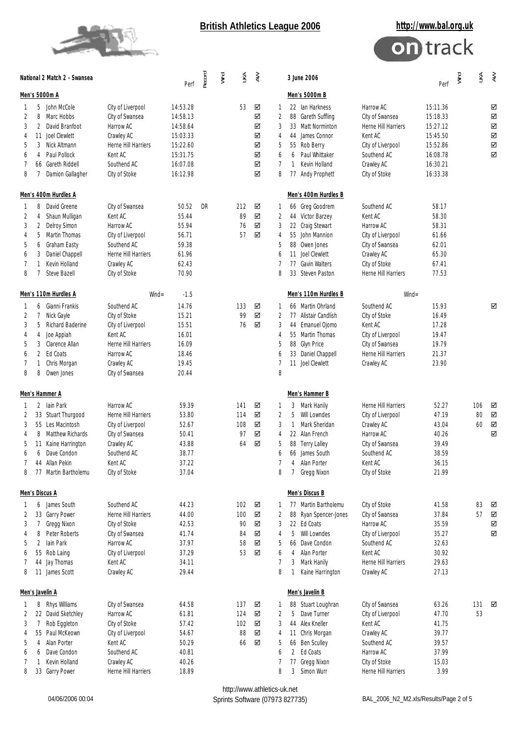# British Athletics League 2006

http://www.bal.org.uk

**National 2 Match 2 - Swansea** — 3 June 2006

### Men's 5000m A

| Pos | No | Name | Club | Perf | Record | Wind | UKA | AW |
|---|---|---|---|---|---|---|---|---|
| 1 | 5 | John McCole | City of Liverpool | 14:53.28 | | | 53 | ☑ |
| 2 | 8 | Marc Hobbs | City of Swansea | 14:58.13 | | | | ☑ |
| 3 | 2 | David Branfoot | Harrow AC | 14:58.64 | | | | ☑ |
| 4 | 11 | Joel Clewlett | Crawley AC | 15:03.33 | | | | ☑ |
| 5 | 3 | Nick Altmann | Herne Hill Harriers | 15:22.60 | | | | ☑ |
| 6 | 4 | Paul Pollock | Kent AC | 15:31.75 | | | | ☑ |
| 7 | 66 | Gareth Riddell | Southend AC | 16:07.08 | | | | ☑ |
| 8 | 7 | Damion Gallagher | City of Stoke | 16:12.98 | | | | ☑ |

### Men's 5000m B

| Pos | No | Name | Club | Perf | Wind | UKA | AW |
|---|---|---|---|---|---|---|---|
| 1 | 22 | Ian Harkness | Harrow AC | 15:11.36 | | | ☑ |
| 2 | 88 | Gareth Suffling | City of Swansea | 15:18.33 | | | ☑ |
| 3 | 33 | Matt Norminton | Herne Hill Harriers | 15:27.12 | | | ☑ |
| 4 | 44 | James Connor | Kent AC | 15:45.50 | | | ☑ |
| 5 | 55 | Rob Berry | City of Liverpool | 15:52.86 | | | ☑ |
| 6 | 6 | Paul Whittaker | Southend AC | 16:08.78 | | | ☑ |
| 7 | 1 | Kevin Holland | Crawley AC | 16:30.21 | | | |
| 8 | 77 | Andy Prophett | City of Stoke | 16:33.38 | | | |

### Men's 400m Hurdles A

| Pos | No | Name | Club | Perf | Record | Wind | UKA | AW |
|---|---|---|---|---|---|---|---|---|
| 1 | 8 | David Greene | City of Swansea | 50.52 | DR | | 212 | ☑ |
| 2 | 4 | Shaun Mulligan | Kent AC | 55.44 | | | 89 | ☑ |
| 3 | 2 | Delroy Simon | Harrow AC | 55.94 | | | 76 | ☑ |
| 4 | 5 | Martin Thomas | City of Liverpool | 56.71 | | | 57 | ☑ |
| 5 | 6 | Graham Easty | Southend AC | 59.38 | | | | |
| 6 | 3 | Daniel Chappell | Herne Hill Harriers | 61.96 | | | | |
| 7 | 1 | Kevin Holland | Crawley AC | 62.43 | | | | |
| 8 | 7 | Steve Bazell | City of Stoke | 70.90 | | | | |

### Men's 400m Hurdles B

| Pos | No | Name | Club | Perf | Wind | UKA | AW |
|---|---|---|---|---|---|---|---|
| 1 | 66 | Greg Goodrem | Southend AC | 58.17 | | | |
| 2 | 44 | Victor Barzey | Kent AC | 58.30 | | | |
| 3 | 22 | Craig Stewart | Harrow AC | 58.31 | | | |
| 4 | 55 | John Mannion | City of Liverpool | 61.66 | | | |
| 5 | 88 | Owen Jones | City of Swansea | 62.01 | | | |
| 6 | 11 | Joel Clewlett | Crawley AC | 65.30 | | | |
| 7 | 77 | Gavin Walters | City of Stoke | 67.41 | | | |
| 8 | 33 | Steven Paston | Herne Hill Harriers | 77.53 | | | |

### Men's 110m Hurdles A (Wind= -1.5)

| Pos | No | Name | Club | Perf | Record | Wind | UKA | AW |
|---|---|---|---|---|---|---|---|---|
| 1 | 6 | Gianni Frankis | Southend AC | 14.76 | | | 133 | ☑ |
| 2 | 7 | Nick Gayle | City of Stoke | 15.21 | | | 99 | ☑ |
| 3 | 5 | Richard Baderine | City of Liverpool | 15.51 | | | 76 | ☑ |
| 4 | 4 | Joe Appiah | Kent AC | 16.01 | | | | |
| 5 | 3 | Clarence Allan | Herne Hill Harriers | 16.09 | | | | |
| 6 | 2 | Ed Coats | Harrow AC | 18.46 | | | | |
| 7 | 1 | Chris Morgan | Crawley AC | 19.45 | | | | |
| 8 | 8 | Owen Jones | City of Swansea | 20.44 | | | | |

### Men's 110m Hurdles B (Wind=)

| Pos | No | Name | Club | Perf | Wind | UKA | AW |
|---|---|---|---|---|---|---|---|
| 1 | 66 | Martin Ohrland | Southend AC | 15.93 | | | ☑ |
| 2 | 77 | Alistair Candlish | City of Stoke | 16.49 | | | |
| 3 | 44 | Emanuel Ojomo | Kent AC | 17.28 | | | |
| 4 | 55 | Martin Thomas | City of Liverpool | 19.47 | | | |
| 5 | 88 | Glyn Price | City of Swansea | 19.79 | | | |
| 6 | 33 | Daniel Chappell | Herne Hill Harriers | 21.37 | | | |
| 7 | 11 | Joel Clewlett | Crawley AC | 23.90 | | | |
| 8 | | | | | | | |

### Men's Hammer A

| Pos | No | Name | Club | Perf | Record | Wind | UKA | AW |
|---|---|---|---|---|---|---|---|---|
| 1 | 2 | Iain Park | Harrow AC | 59.39 | | | 141 | ☑ |
| 2 | 33 | Stuart Thurgood | Herne Hill Harriers | 53.80 | | | 114 | ☑ |
| 3 | 55 | Les Macintosh | City of Liverpool | 52.67 | | | 108 | ☑ |
| 4 | 8 | Matthew Richards | City of Swansea | 50.41 | | | 97 | ☑ |
| 5 | 11 | Kaine Harrington | Crawley AC | 43.88 | | | 64 | ☑ |
| 6 | 6 | Dave Condon | Southend AC | 38.77 | | | | |
| 7 | 44 | Allan Pekin | Kent AC | 37.22 | | | | |
| 8 | 77 | Martin Bartholemu | City of Stoke | 37.04 | | | | |

### Men's Hammer B

| Pos | No | Name | Club | Perf | Wind | UKA | AW |
|---|---|---|---|---|---|---|---|
| 1 | 3 | Mark Hanily | Herne Hill Harriers | 52.27 | | 106 | ☑ |
| 2 | 5 | Will Lowndes | City of Liverpool | 47.19 | | 80 | ☑ |
| 3 | 1 | Mark Sheridan | Crawley AC | 43.04 | | 60 | ☑ |
| 4 | 22 | Alan French | Harrow AC | 40.26 | | | ☑ |
| 5 | 88 | Terry Lalley | City of Swansea | 39.49 | | | |
| 6 | 66 | James South | Southend AC | 38.59 | | | |
| 7 | 4 | Alan Porter | Kent AC | 36.15 | | | |
| 8 | 7 | Gregg Nixon | City of Stoke | 21.99 | | | |

### Men's Discus A

| Pos | No | Name | Club | Perf | Record | Wind | UKA | AW |
|---|---|---|---|---|---|---|---|---|
| 1 | 6 | James South | Southend AC | 44.23 | | | 102 | ☑ |
| 2 | 33 | Garry Power | Herne Hill Harriers | 44.00 | | | 100 | ☑ |
| 3 | 7 | Gregg Nixon | City of Stoke | 42.53 | | | 90 | ☑ |
| 4 | 8 | Peter Roberts | City of Swansea | 41.74 | | | 84 | ☑ |
| 5 | 2 | Iain Park | Harrow AC | 37.97 | | | 58 | ☑ |
| 6 | 55 | Rob Laing | City of Liverpool | 37.29 | | | 53 | ☑ |
| 7 | 44 | Jay Thomas | Kent AC | 34.11 | | | | |
| 8 | 11 | James Scott | Crawley AC | 29.44 | | | | |

### Men's Discus B

| Pos | No | Name | Club | Perf | Wind | UKA | AW |
|---|---|---|---|---|---|---|---|
| 1 | 77 | Martin Bartholemu | City of Stoke | 41.58 | | 83 | ☑ |
| 2 | 88 | Ryan Spencer-Jones | City of Swansea | 37.84 | | 57 | ☑ |
| 3 | 22 | Ed Coats | Harrow AC | 35.59 | | | ☑ |
| 4 | 5 | Will Lowndes | City of Liverpool | 35.27 | | | ☑ |
| 5 | 66 | Dave Condon | Southend AC | 32.63 | | | |
| 6 | 4 | Alan Porter | Kent AC | 30.92 | | | |
| 7 | 3 | Mark Hanily | Herne Hill Harriers | 29.63 | | | |
| 8 | 1 | Kaine Harrington | Crawley AC | 27.13 | | | |

### Men's Javelin A

| Pos | No | Name | Club | Perf | Record | Wind | UKA | AW |
|---|---|---|---|---|---|---|---|---|
| 1 | 8 | Rhys Williams | City of Swansea | 64.58 | | | 137 | ☑ |
| 2 | 22 | David Sketchley | Harrow AC | 61.81 | | | 124 | ☑ |
| 3 | 7 | Rob Eggleton | City of Stoke | 57.42 | | | 102 | ☑ |
| 4 | 55 | Paul McKeown | City of Liverpool | 54.67 | | | 88 | ☑ |
| 5 | 4 | Alan Porter | Kent AC | 50.29 | | | 66 | ☑ |
| 6 | 6 | Dave Condon | Southend AC | 40.81 | | | | |
| 7 | 1 | Kevin Holland | Crawley AC | 40.26 | | | | |
| 8 | 33 | Garry Power | Herne Hill Harriers | 18.89 | | | | |

### Men's Javelin B

| Pos | No | Name | Club | Perf | Wind | UKA | AW |
|---|---|---|---|---|---|---|---|
| 1 | 88 | Stuart Loughran | City of Swansea | 63.26 | | 131 | ☑ |
| 2 | 5 | Dave Turner | City of Liverpool | 47.70 | | 53 | |
| 3 | 44 | Alex Kneller | Kent AC | 41.75 | | | |
| 4 | 11 | Chris Morgan | Crawley AC | 39.77 | | | |
| 5 | 66 | Ben Sculley | Southend AC | 39.57 | | | |
| 6 | 2 | Ed Coats | Harrow AC | 37.99 | | | |
| 7 | 77 | Gregg Nixon | City of Stoke | 15.03 | | | |
| 8 | 3 | Simon Wurr | Herne Hill Harriers | 3.99 | | | |

http://www.athletics-uk.net

04/06/2006 00:04 — Sprints Software (07973 827735) — BAL_2006_N2_M2.xls/Results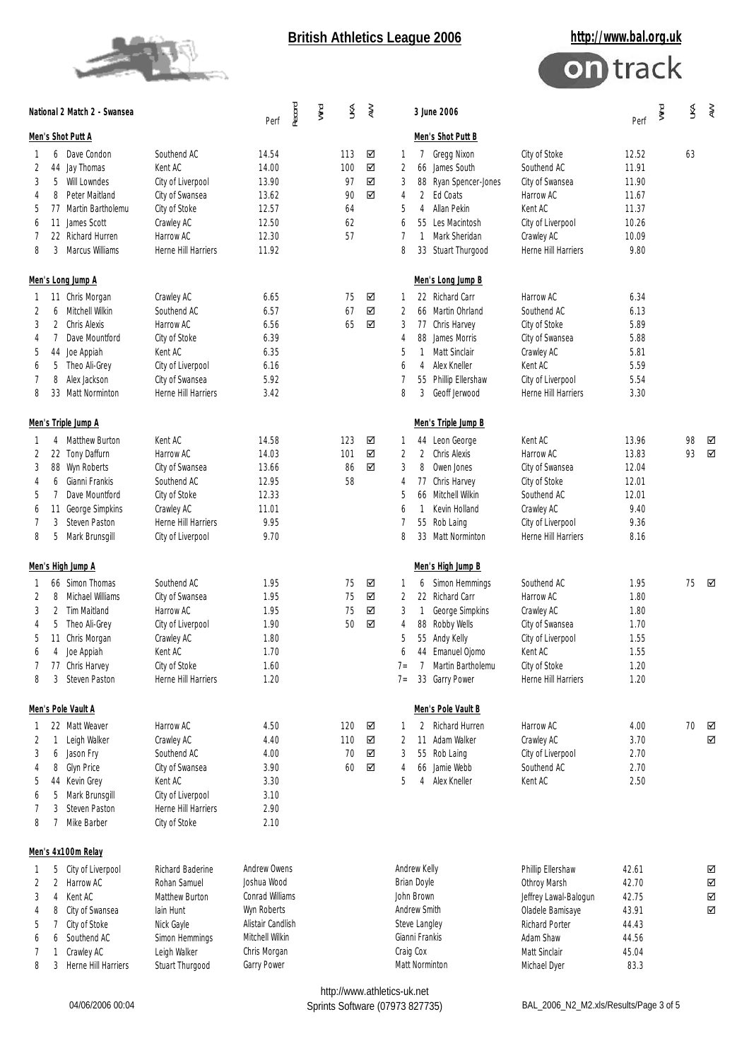# British Athletics League 2006

http://www.bal.org.uk

**National 2 Match 2 - Swansea** — 3 June 2006

## Men's Shot Putt A

| Pos | No | Name | Club | Perf | Record | Wind | UKA | AW |
|---|---|---|---|---|---|---|---|---|
| 1 | 6 | Dave Condon | Southend AC | 14.54 | | | 113 | ☑ |
| 2 | 44 | Jay Thomas | Kent AC | 14.00 | | | 100 | ☑ |
| 3 | 5 | Will Lowndes | City of Liverpool | 13.90 | | | 97 | ☑ |
| 4 | 8 | Peter Maitland | City of Swansea | 13.62 | | | 90 | ☑ |
| 5 | 77 | Martin Bartholemu | City of Stoke | 12.57 | | | 64 | |
| 6 | 11 | James Scott | Crawley AC | 12.50 | | | 62 | |
| 7 | 22 | Richard Hurren | Harrow AC | 12.30 | | | 57 | |
| 8 | 3 | Marcus Williams | Herne Hill Harriers | 11.92 | | | | |

## Men's Shot Putt B

| Pos | No | Name | Club | Perf | Wind | UKA | AW |
|---|---|---|---|---|---|---|---|
| 1 | 7 | Gregg Nixon | City of Stoke | 12.52 | | 63 | |
| 2 | 66 | James South | Southend AC | 11.91 | | | |
| 3 | 88 | Ryan Spencer-Jones | City of Swansea | 11.90 | | | |
| 4 | 2 | Ed Coats | Harrow AC | 11.67 | | | |
| 5 | 4 | Allan Pekin | Kent AC | 11.37 | | | |
| 6 | 55 | Les Macintosh | City of Liverpool | 10.26 | | | |
| 7 | 1 | Mark Sheridan | Crawley AC | 10.09 | | | |
| 8 | 33 | Stuart Thurgood | Herne Hill Harriers | 9.80 | | | |

## Men's Long Jump A

| Pos | No | Name | Club | Perf | Record | Wind | UKA | AW |
|---|---|---|---|---|---|---|---|---|
| 1 | 11 | Chris Morgan | Crawley AC | 6.65 | | | 75 | ☑ |
| 2 | 6 | Mitchell Wilkin | Southend AC | 6.57 | | | 67 | ☑ |
| 3 | 2 | Chris Alexis | Harrow AC | 6.56 | | | 65 | ☑ |
| 4 | 7 | Dave Mountford | City of Stoke | 6.39 | | | | |
| 5 | 44 | Joe Appiah | Kent AC | 6.35 | | | | |
| 6 | 5 | Theo Ali-Grey | City of Liverpool | 6.16 | | | | |
| 7 | 8 | Alex Jackson | City of Swansea | 5.92 | | | | |
| 8 | 33 | Matt Norminton | Herne Hill Harriers | 3.42 | | | | |

## Men's Long Jump B

| Pos | No | Name | Club | Perf | Wind | UKA | AW |
|---|---|---|---|---|---|---|---|
| 1 | 22 | Richard Carr | Harrow AC | 6.34 | | | |
| 2 | 66 | Martin Ohrland | Southend AC | 6.13 | | | |
| 3 | 77 | Chris Harvey | City of Stoke | 5.89 | | | |
| 4 | 88 | James Morris | City of Swansea | 5.88 | | | |
| 5 | 1 | Matt Sinclair | Crawley AC | 5.81 | | | |
| 6 | 4 | Alex Kneller | Kent AC | 5.59 | | | |
| 7 | 55 | Phillip Ellershaw | City of Liverpool | 5.54 | | | |
| 8 | 3 | Geoff Jerwood | Herne Hill Harriers | 3.30 | | | |

## Men's Triple Jump A

| Pos | No | Name | Club | Perf | Record | Wind | UKA | AW |
|---|---|---|---|---|---|---|---|---|
| 1 | 4 | Matthew Burton | Kent AC | 14.58 | | | 123 | ☑ |
| 2 | 22 | Tony Daffurn | Harrow AC | 14.03 | | | 101 | ☑ |
| 3 | 88 | Wyn Roberts | City of Swansea | 13.66 | | | 86 | ☑ |
| 4 | 6 | Gianni Frankis | Southend AC | 12.95 | | | 58 | |
| 5 | 7 | Dave Mountford | City of Stoke | 12.33 | | | | |
| 6 | 11 | George Simpkins | Crawley AC | 11.01 | | | | |
| 7 | 3 | Steven Paston | Herne Hill Harriers | 9.95 | | | | |
| 8 | 5 | Mark Brunsgill | City of Liverpool | 9.70 | | | | |

## Men's Triple Jump B

| Pos | No | Name | Club | Perf | Wind | UKA | AW |
|---|---|---|---|---|---|---|---|
| 1 | 44 | Leon George | Kent AC | 13.96 | | 98 | ☑ |
| 2 | 2 | Chris Alexis | Harrow AC | 13.83 | | 93 | ☑ |
| 3 | 8 | Owen Jones | City of Swansea | 12.04 | | | |
| 4 | 77 | Chris Harvey | City of Stoke | 12.01 | | | |
| 5 | 66 | Mitchell Wilkin | Southend AC | 12.01 | | | |
| 6 | 1 | Kevin Holland | Crawley AC | 9.40 | | | |
| 7 | 55 | Rob Laing | City of Liverpool | 9.36 | | | |
| 8 | 33 | Matt Norminton | Herne Hill Harriers | 8.16 | | | |

## Men's High Jump A

| Pos | No | Name | Club | Perf | Record | Wind | UKA | AW |
|---|---|---|---|---|---|---|---|---|
| 1 | 66 | Simon Thomas | Southend AC | 1.95 | | | 75 | ☑ |
| 2 | 8 | Michael Williams | City of Swansea | 1.95 | | | 75 | ☑ |
| 3 | 2 | Tim Maitland | Harrow AC | 1.95 | | | 75 | ☑ |
| 4 | 5 | Theo Ali-Grey | City of Liverpool | 1.90 | | | 50 | ☑ |
| 5 | 11 | Chris Morgan | Crawley AC | 1.80 | | | | |
| 6 | 4 | Joe Appiah | Kent AC | 1.70 | | | | |
| 7 | 77 | Chris Harvey | City of Stoke | 1.60 | | | | |
| 8 | 3 | Steven Paston | Herne Hill Harriers | 1.20 | | | | |

## Men's High Jump B

| Pos | No | Name | Club | Perf | Wind | UKA | AW |
|---|---|---|---|---|---|---|---|
| 1 | 6 | Simon Hemmings | Southend AC | 1.95 | | 75 | ☑ |
| 2 | 22 | Richard Carr | Harrow AC | 1.80 | | | |
| 3 | 1 | George Simpkins | Crawley AC | 1.80 | | | |
| 4 | 88 | Robby Wells | City of Swansea | 1.70 | | | |
| 5 | 55 | Andy Kelly | City of Liverpool | 1.55 | | | |
| 6 | 44 | Emanuel Ojomo | Kent AC | 1.55 | | | |
| 7= | 7 | Martin Bartholemu | City of Stoke | 1.20 | | | |
| 7= | 33 | Garry Power | Herne Hill Harriers | 1.20 | | | |

## Men's Pole Vault A

| Pos | No | Name | Club | Perf | Record | Wind | UKA | AW |
|---|---|---|---|---|---|---|---|---|
| 1 | 22 | Matt Weaver | Harrow AC | 4.50 | | | 120 | ☑ |
| 2 | 1 | Leigh Walker | Crawley AC | 4.40 | | | 110 | ☑ |
| 3 | 6 | Jason Fry | Southend AC | 4.00 | | | 70 | ☑ |
| 4 | 8 | Glyn Price | City of Swansea | 3.90 | | | 60 | ☑ |
| 5 | 44 | Kevin Grey | Kent AC | 3.30 | | | | |
| 6 | 5 | Mark Brunsgill | City of Liverpool | 3.10 | | | | |
| 7 | 3 | Steven Paston | Herne Hill Harriers | 2.90 | | | | |
| 8 | 7 | Mike Barber | City of Stoke | 2.10 | | | | |

## Men's Pole Vault B

| Pos | No | Name | Club | Perf | Wind | UKA | AW |
|---|---|---|---|---|---|---|---|
| 1 | 2 | Richard Hurren | Harrow AC | 4.00 | | 70 | ☑ |
| 2 | 11 | Adam Walker | Crawley AC | 3.70 | | | ☑ |
| 3 | 55 | Rob Laing | City of Liverpool | 2.70 | | | |
| 4 | 66 | Jamie Webb | Southend AC | 2.70 | | | |
| 5 | 4 | Alex Kneller | Kent AC | 2.50 | | | |

## Men's 4x100m Relay

| Pos | No | Team | Runner 1 | Runner 2 | Runner 3 | Runner 4 | Perf | AW |
|---|---|---|---|---|---|---|---|---|
| 1 | 5 | City of Liverpool | Richard Baderine | Andrew Owens | Andrew Kelly | Phillip Ellershaw | 42.61 | ☑ |
| 2 | 2 | Harrow AC | Rohan Samuel | Joshua Wood | Brian Doyle | Othroy Marsh | 42.70 | ☑ |
| 3 | 4 | Kent AC | Matthew Burton | Conrad Williams | John Brown | Jeffrey Lawal-Balogun | 42.75 | ☑ |
| 4 | 8 | City of Swansea | Iain Hunt | Wyn Roberts | Andrew Smith | Oladele Bamisaye | 43.91 | ☑ |
| 5 | 7 | City of Stoke | Nick Gayle | Alistair Candlish | Steve Langley | Richard Porter | 44.43 | |
| 6 | 6 | Southend AC | Simon Hemmings | Mitchell Wilkin | Gianni Frankis | Adam Shaw | 44.56 | |
| 7 | 1 | Crawley AC | Leigh Walker | Chris Morgan | Craig Cox | Matt Sinclair | 45.04 | |
| 8 | 3 | Herne Hill Harriers | Stuart Thurgood | Garry Power | Matt Norminton | Michael Dyer | 83.3 | |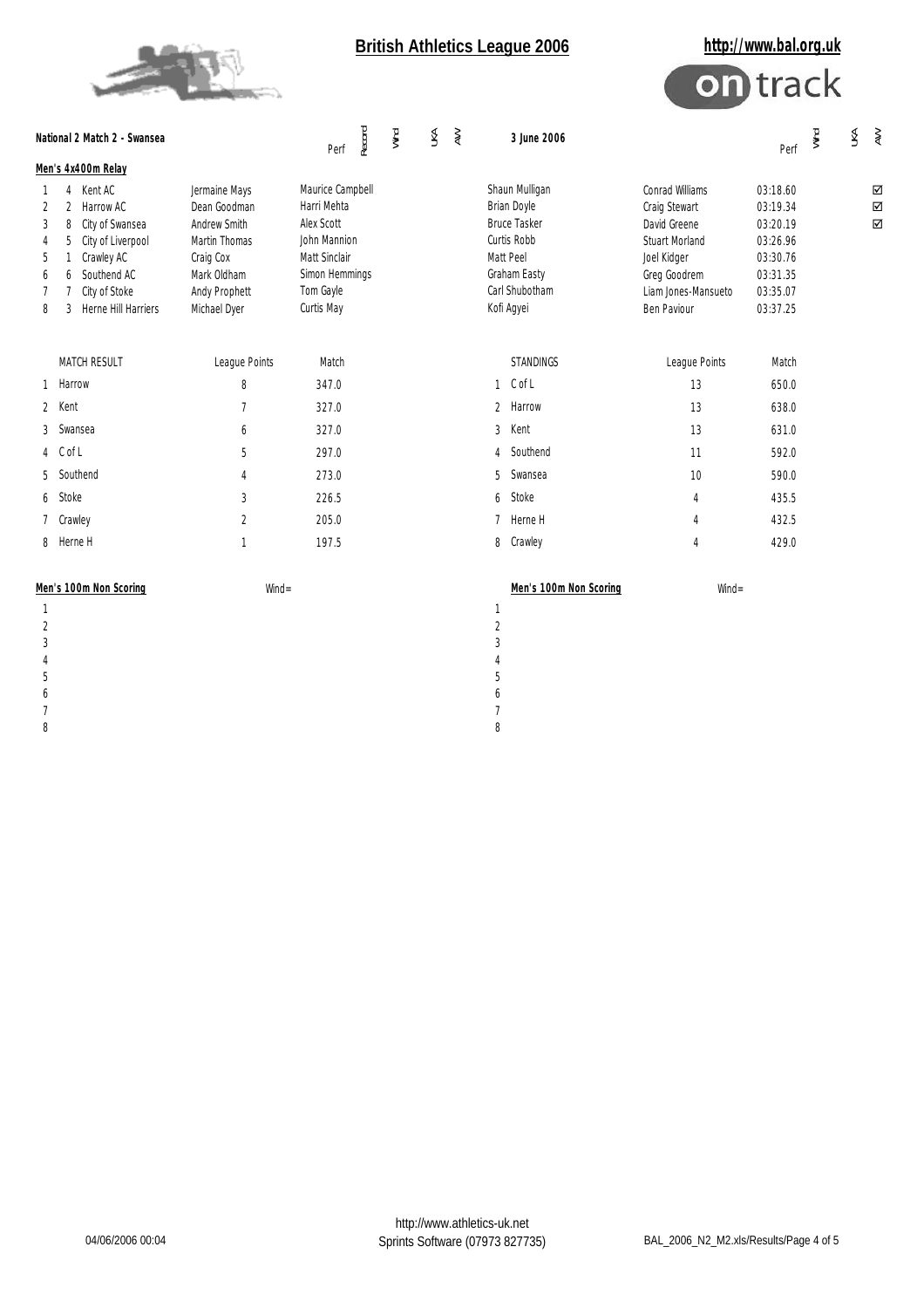## British Athletics League 2006

http://www.bal.org.uk

**National 2 Match 2 - Swansea** — **3 June 2006**

### Men's 4x400m Relay

| Pos | Lane | Team | | | | | Perf | Wind | UKA | AW |
|---|---|---|---|---|---|---|---|---|---|---|
| 1 | 4 | Kent AC | Jermaine Mays | Maurice Campbell | Shaun Mulligan | Conrad Williams | 03:18.60 | | | ☑ |
| 2 | 2 | Harrow AC | Dean Goodman | Harri Mehta | Brian Doyle | Craig Stewart | 03:19.34 | | | ☑ |
| 3 | 8 | City of Swansea | Andrew Smith | Alex Scott | Bruce Tasker | David Greene | 03:20.19 | | | ☑ |
| 4 | 5 | City of Liverpool | Martin Thomas | John Mannion | Curtis Robb | Stuart Morland | 03:26.96 | | | |
| 5 | 1 | Crawley AC | Craig Cox | Matt Sinclair | Matt Peel | Joel Kidger | 03:30.76 | | | |
| 6 | 6 | Southend AC | Mark Oldham | Simon Hemmings | Graham Easty | Greg Goodrem | 03:31.35 | | | |
| 7 | 7 | City of Stoke | Andy Prophett | Tom Gayle | Carl Shubotham | Liam Jones-Mansueto | 03:35.07 | | | |
| 8 | 3 | Herne Hill Harriers | Michael Dyer | Curtis May | Kofi Agyei | Ben Paviour | 03:37.25 | | | |

| | MATCH RESULT | League Points | Match |
|---|---|---|---|
| 1 | Harrow | 8 | 347.0 |
| 2 | Kent | 7 | 327.0 |
| 3 | Swansea | 6 | 327.0 |
| 4 | C of L | 5 | 297.0 |
| 5 | Southend | 4 | 273.0 |
| 6 | Stoke | 3 | 226.5 |
| 7 | Crawley | 2 | 205.0 |
| 8 | Herne H | 1 | 197.5 |

| | STANDINGS | League Points | Match |
|---|---|---|---|
| 1 | C of L | 13 | 650.0 |
| 2 | Harrow | 13 | 638.0 |
| 3 | Kent | 13 | 631.0 |
| 4 | Southend | 11 | 592.0 |
| 5 | Swansea | 10 | 590.0 |
| 6 | Stoke | 4 | 435.5 |
| 7 | Herne H | 4 | 432.5 |
| 8 | Crawley | 4 | 429.0 |

### Men's 100m Non Scoring

Wind=

1
2
3
4
5
6
7
8

### Men's 100m Non Scoring

Wind=

1
2
3
4
5
6
7
8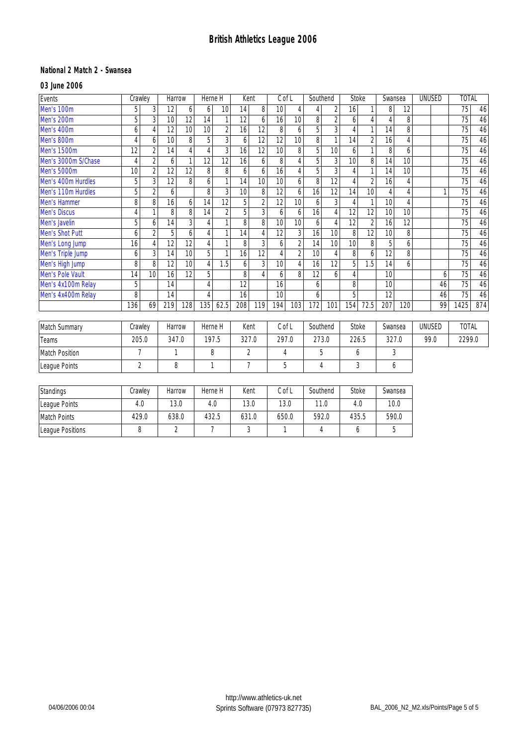# British Athletics League 2006

**National 2 Match 2 - Swansea**

**03 June 2006**

| Events | Crawley | | Harrow | | Herne H | | Kent | | C of L | | Southend | | Stoke | | Swansea | | UNUSED | | TOTAL | |
|---|---|---|---|---|---|---|---|---|---|---|---|---|---|---|---|---|---|---|---|---|
| Men's 100m | 5 | 3 | 12 | 6 | 6 | 10 | 14 | 8 | 10 | 4 | 4 | 2 | 16 | 1 | 8 | 12 | | | 75 | 46 |
| Men's 200m | 5 | 3 | 10 | 12 | 14 | 1 | 12 | 6 | 16 | 10 | 8 | 2 | 6 | 4 | 4 | 8 | | | 75 | 46 |
| Men's 400m | 6 | 4 | 12 | 10 | 10 | 2 | 16 | 12 | 8 | 6 | 5 | 3 | 4 | 1 | 14 | 8 | | | 75 | 46 |
| Men's 800m | 4 | 6 | 10 | 8 | 5 | 3 | 6 | 12 | 12 | 10 | 8 | 1 | 14 | 2 | 16 | 4 | | | 75 | 46 |
| Men's 1500m | 12 | 2 | 14 | 4 | 4 | 3 | 16 | 12 | 10 | 8 | 5 | 10 | 6 | 1 | 8 | 6 | | | 75 | 46 |
| Men's 3000m S/Chase | 4 | 2 | 6 | 1 | 12 | 12 | 16 | 6 | 8 | 4 | 5 | 3 | 10 | 8 | 14 | 10 | | | 75 | 46 |
| Men's 5000m | 10 | 2 | 12 | 12 | 8 | 8 | 6 | 6 | 16 | 4 | 5 | 3 | 4 | 1 | 14 | 10 | | | 75 | 46 |
| Men's 400m Hurdles | 5 | 3 | 12 | 8 | 6 | 1 | 14 | 10 | 10 | 6 | 8 | 12 | 4 | 2 | 16 | 4 | | | 75 | 46 |
| Men's 110m Hurdles | 5 | 2 | 6 | | 8 | 3 | 10 | 8 | 12 | 6 | 16 | 12 | 14 | 10 | 4 | 4 | | 1 | 75 | 46 |
| Men's Hammer | 8 | 8 | 16 | 6 | 14 | 12 | 5 | 2 | 12 | 10 | 6 | 3 | 4 | 1 | 10 | 4 | | | 75 | 46 |
| Men's Discus | 4 | 1 | 8 | 8 | 14 | 2 | 5 | 3 | 6 | 6 | 16 | 4 | 12 | 12 | 10 | 10 | | | 75 | 46 |
| Men's Javelin | 5 | 6 | 14 | 3 | 4 | 1 | 8 | 8 | 10 | 10 | 6 | 4 | 12 | 2 | 16 | 12 | | | 75 | 46 |
| Men's Shot Putt | 6 | 2 | 5 | 6 | 4 | 1 | 14 | 4 | 12 | 3 | 16 | 10 | 8 | 12 | 10 | 8 | | | 75 | 46 |
| Men's Long Jump | 16 | 4 | 12 | 12 | 4 | 1 | 8 | 3 | 6 | 2 | 14 | 10 | 10 | 8 | 5 | 6 | | | 75 | 46 |
| Men's Triple Jump | 6 | 3 | 14 | 10 | 5 | 1 | 16 | 12 | 4 | 2 | 10 | 4 | 8 | 6 | 12 | 8 | | | 75 | 46 |
| Men's High Jump | 8 | 8 | 12 | 10 | 4 | 1.5 | 6 | 3 | 10 | 4 | 16 | 12 | 5 | 1.5 | 14 | 6 | | | 75 | 46 |
| Men's Pole Vault | 14 | 10 | 16 | 12 | 5 | | 8 | 4 | 6 | 8 | 12 | 6 | 4 | | 10 | | | 6 | 75 | 46 |
| Men's 4x100m Relay | 5 | | 14 | | 4 | | 12 | | 16 | | 6 | | 8 | | 10 | | | 46 | 75 | 46 |
| Men's 4x400m Relay | 8 | | 14 | | 4 | | 16 | | 10 | | 6 | | 5 | | 12 | | | 46 | 75 | 46 |
| | 136 | 69 | 219 | 128 | 135 | 62.5 | 208 | 119 | 194 | 103 | 172 | 101 | 154 | 72.5 | 207 | 120 | | 99 | 1425 | 874 |

| Match Summary | Crawley | Harrow | Herne H | Kent | C of L | Southend | Stoke | Swansea | UNUSED | TOTAL |
|---|---|---|---|---|---|---|---|---|---|---|
| Teams | 205.0 | 347.0 | 197.5 | 327.0 | 297.0 | 273.0 | 226.5 | 327.0 | 99.0 | 2299.0 |
| Match Position | 7 | 1 | 8 | 2 | 4 | 5 | 6 | 3 | | |
| League Points | 2 | 8 | 1 | 7 | 5 | 4 | 3 | 6 | | |

| Standings | Crawley | Harrow | Herne H | Kent | C of L | Southend | Stoke | Swansea |
|---|---|---|---|---|---|---|---|---|
| League Points | 4.0 | 13.0 | 4.0 | 13.0 | 13.0 | 11.0 | 4.0 | 10.0 |
| Match Points | 429.0 | 638.0 | 432.5 | 631.0 | 650.0 | 592.0 | 435.5 | 590.0 |
| League Positions | 8 | 2 | 7 | 3 | 1 | 4 | 6 | 5 |

04/06/2006 00:04

http://www.athletics-uk.net
Sprints Software (07973 827735)

BAL_2006_N2_M2.xls/Points